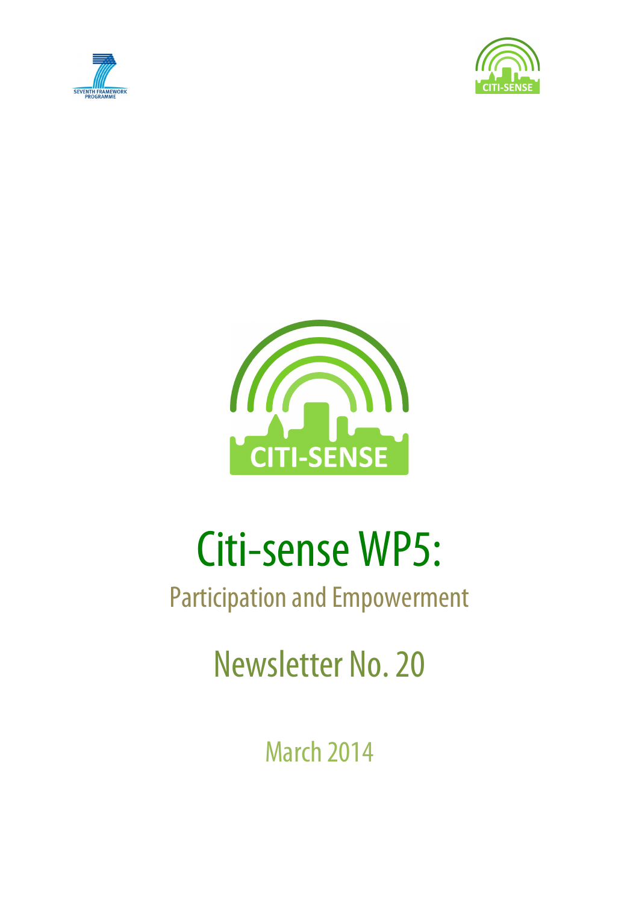# Citi-sense WP5:

## Participation and Empowerment

## Newsletter No. 20

March 2014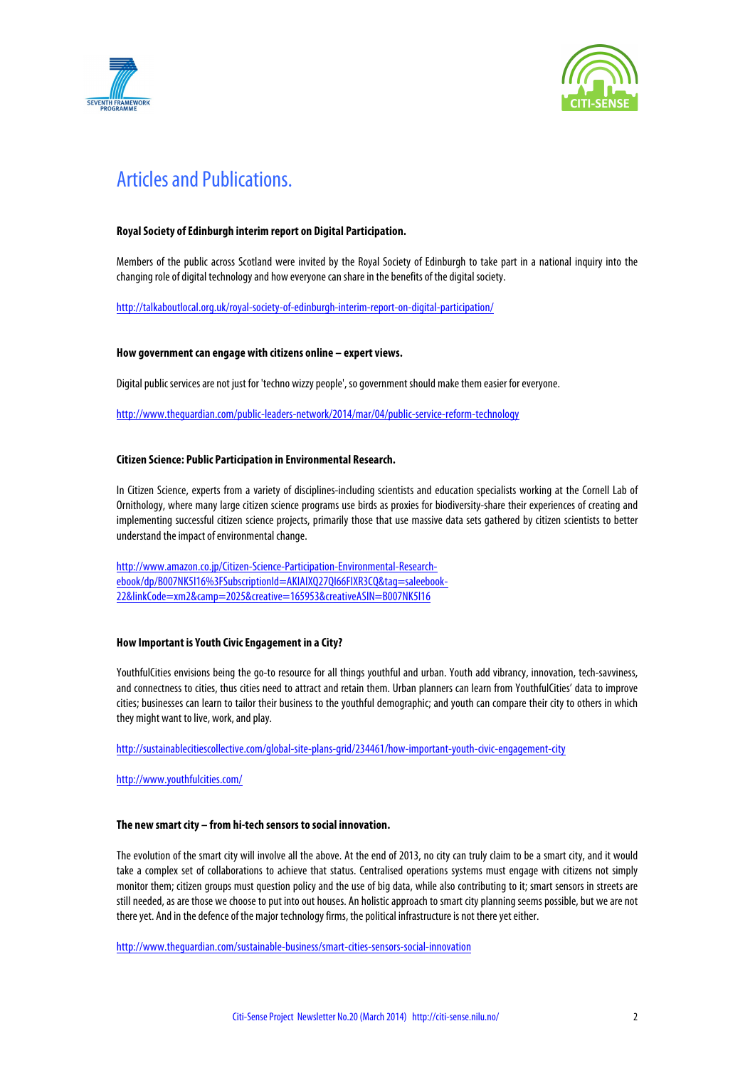# Articles and Publications.

**Royal Society of Edinburgh interim report on Digital Participation.**

Members of the public across Scotland were invited by the Royal Society of Edinburgh to take part in a national inquiry into the changing role of digital technology and how everyone can share in the benefits of the digital society.

http://talkaboutlocal.org.uk/royal-society-of-edinburgh-interim-report-on-digital-participation/

**How government can engage with citizens online – expert views.**

Digital public services are not just for 'techno wizzy people', so government should make them easier for everyone.

http://www.theguardian.com/public-leaders-network/2014/mar/04/public-service-reform-technology

**Citizen Science: Public Participation in Environmental Research.**

In Citizen Science, experts from a variety of disciplines-including scientists and education specialists working at the Cornell Lab of Ornithology, where many large citizen science programs use birds as proxies for biodiversity-share their experiences of creating and implementing successful citizen science projects, primarily those that use massive data sets gathered by citizen scientists to better understand the impact of environmental change.

http://www.amazon.co.jp/Citizen-Science-Participation-Environmental-Research-ebook/dp/B007NK5I16%3FSubscriptionId=AKIAIXQ27QI66FIXR3CQ&tag=saleebook-22&linkCode=xm2&camp=2025&creative=165953&creativeASIN=B007NK5I16

**How Important is Youth Civic Engagement in a City?**

YouthfulCities envisions being the go-to resource for all things youthful and urban. Youth add vibrancy, innovation, tech-savviness, and connectness to cities, thus cities need to attract and retain them. Urban planners can learn from YouthfulCities' data to improve cities; businesses can learn to tailor their business to the youthful demographic; and youth can compare their city to others in which they might want to live, work, and play.

http://sustainablecitiescollective.com/global-site-plans-grid/234461/how-important-youth-civic-engagement-city

http://www.youthfulcities.com/

**The new smart city – from hi-tech sensors to social innovation.**

The evolution of the smart city will involve all the above. At the end of 2013, no city can truly claim to be a smart city, and it would take a complex set of collaborations to achieve that status. Centralised operations systems must engage with citizens not simply monitor them; citizen groups must question policy and the use of big data, while also contributing to it; smart sensors in streets are still needed, as are those we choose to put into out houses. An holistic approach to smart city planning seems possible, but we are not there yet. And in the defence of the major technology firms, the political infrastructure is not there yet either.

http://www.theguardian.com/sustainable-business/smart-cities-sensors-social-innovation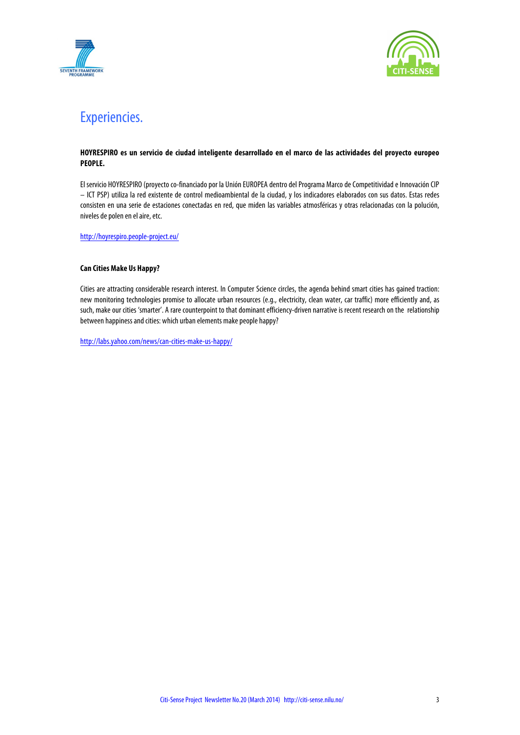# Experiencies.

**HOYRESPIRO es un servicio de ciudad inteligente desarrollado en el marco de las actividades del proyecto europeo PEOPLE.**

El servicio HOYRESPIRO (proyecto co-financiado por la Unión EUROPEA dentro del Programa Marco de Competitividad e Innovación CIP – ICT PSP) utiliza la red existente de control medioambiental de la ciudad, y los indicadores elaborados con sus datos. Estas redes consisten en una serie de estaciones conectadas en red, que miden las variables atmosféricas y otras relacionadas con la polución, niveles de polen en el aire, etc.

http://hoyrespiro.people-project.eu/

**Can Cities Make Us Happy?**

Cities are attracting considerable research interest. In Computer Science circles, the agenda behind smart cities has gained traction: new monitoring technologies promise to allocate urban resources (e.g., electricity, clean water, car traffic) more efficiently and, as such, make our cities 'smarter'. A rare counterpoint to that dominant efficiency-driven narrative is recent research on the relationship between happiness and cities: which urban elements make people happy?

http://labs.yahoo.com/news/can-cities-make-us-happy/